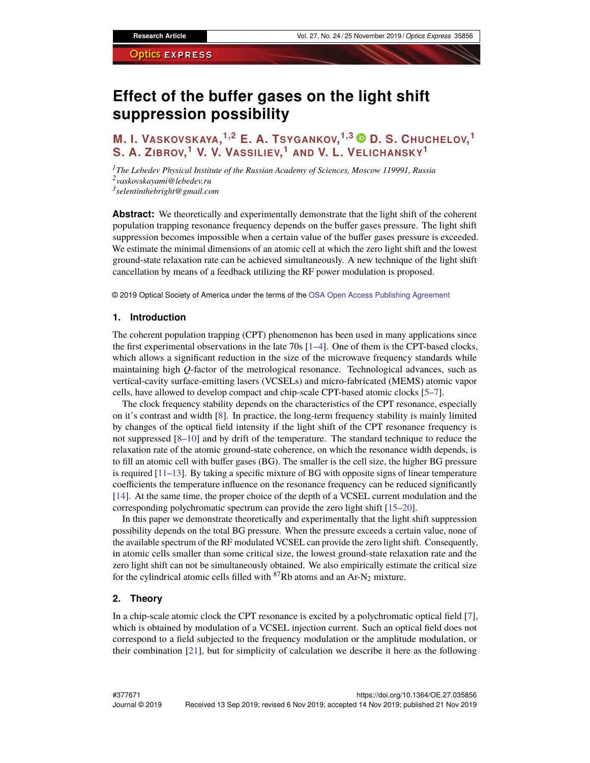# Effect of the buffer gases on the light shift suppression possibility

**M. I. Vaskovskaya,[1,2] E. A. Tsygankov,[1,3] D. S. Chuchelov,[1] S. A. Zibrov,[1] V. V. Vassiliev,[1] and V. L. Velichansky[1]**

[1] *The Lebedev Physical Institute of the Russian Academy of Sciences, Moscow 119991, Russia*
[2] *vaskovskayami@lebedev.ru*
[3] *selentinthebright@gmail.com*

**Abstract:** We theoretically and experimentally demonstrate that the light shift of the coherent population trapping resonance frequency depends on the buffer gases pressure. The light shift suppression becomes impossible when a certain value of the buffer gases pressure is exceeded. We estimate the minimal dimensions of an atomic cell at which the zero light shift and the lowest ground-state relaxation rate can be achieved simultaneously. A new technique of the light shift cancellation by means of a feedback utilizing the RF power modulation is proposed.

© 2019 Optical Society of America under the terms of the OSA Open Access Publishing Agreement

## 1. Introduction

The coherent population trapping (CPT) phenomenon has been used in many applications since the first experimental observations in the late 70s [1–4]. One of them is the CPT-based clocks, which allows a significant reduction in the size of the microwave frequency standards while maintaining high $Q$-factor of the metrological resonance. Technological advances, such as vertical-cavity surface-emitting lasers (VCSELs) and micro-fabricated (MEMS) atomic vapor cells, have allowed to develop compact and chip-scale CPT-based atomic clocks [5–7].

The clock frequency stability depends on the characteristics of the CPT resonance, especially on it's contrast and width [8]. In practice, the long-term frequency stability is mainly limited by changes of the optical field intensity if the light shift of the CPT resonance frequency is not suppressed [8–10] and by drift of the temperature. The standard technique to reduce the relaxation rate of the atomic ground-state coherence, on which the resonance width depends, is to fill an atomic cell with buffer gases (BG). The smaller is the cell size, the higher BG pressure is required [11–13]. By taking a specific mixture of BG with opposite signs of linear temperature coefficients the temperature influence on the resonance frequency can be reduced significantly [14]. At the same time, the proper choice of the depth of a VCSEL current modulation and the corresponding polychromatic spectrum can provide the zero light shift [15–20].

In this paper we demonstrate theoretically and experimentally that the light shift suppression possibility depends on the total BG pressure. When the pressure exceeds a certain value, none of the available spectrum of the RF modulated VCSEL can provide the zero light shift. Consequently, in atomic cells smaller than some critical size, the lowest ground-state relaxation rate and the zero light shift can not be simultaneously obtained. We also empirically estimate the critical size for the cylindrical atomic cells filled with $^{87}$Rb atoms and an Ar-$N_2$ mixture.

## 2. Theory

In a chip-scale atomic clock the CPT resonance is excited by a polychromatic optical field [7], which is obtained by modulation of a VCSEL injection current. Such an optical field does not correspond to a field subjected to the frequency modulation or the amplitude modulation, or their combination [21], but for simplicity of calculation we describe it here as the following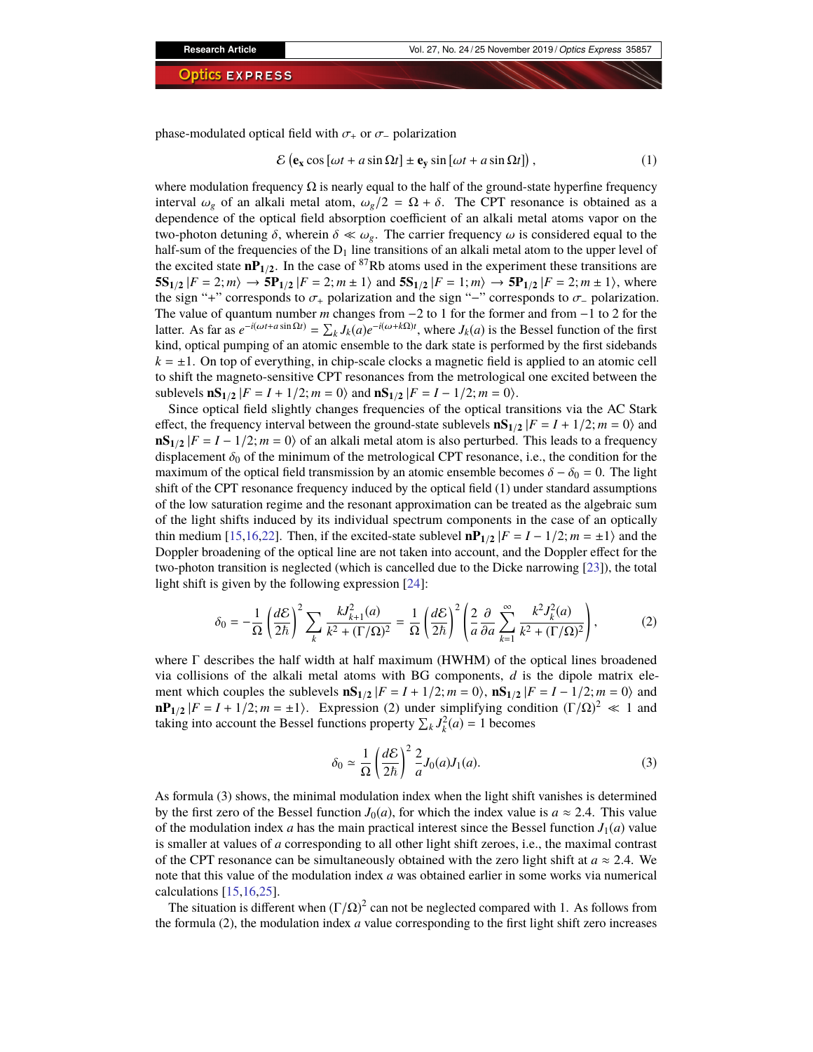phase-modulated optical field with $\sigma_+$ or $\sigma_-$ polarization

$$\mathcal{E}\left(\mathbf{e_x}\cos\left[\omega t + a\sin\Omega t\right] \pm \mathbf{e_y}\sin\left[\omega t + a\sin\Omega t\right]\right), \tag{1}$$

where modulation frequency $\Omega$ is nearly equal to the half of the ground-state hyperfine frequency interval $\omega_g$ of an alkali metal atom, $\omega_g/2 = \Omega + \delta$. The CPT resonance is obtained as a dependence of the optical field absorption coefficient of an alkali metal atoms vapor on the two-photon detuning $\delta$, wherein $\delta \ll \omega_g$. The carrier frequency $\omega$ is considered equal to the half-sum of the frequencies of the $D_1$ line transitions of an alkali metal atom to the upper level of the excited state $\mathbf{nP_{1/2}}$. In the case of $^{87}$Rb atoms used in the experiment these transitions are $\mathbf{5S_{1/2}}\,|F = 2; m\rangle \rightarrow \mathbf{5P_{1/2}}\,|F = 2; m \pm 1\rangle$ and $\mathbf{5S_{1/2}}\,|F = 1; m\rangle \rightarrow \mathbf{5P_{1/2}}\,|F = 2; m \pm 1\rangle$, where the sign "+" corresponds to $\sigma_+$ polarization and the sign "−" corresponds to $\sigma_-$ polarization. The value of quantum number $m$ changes from −2 to 1 for the former and from −1 to 2 for the latter. As far as $e^{-i(\omega t + a\sin\Omega t)} = \sum_k J_k(a)e^{-i(\omega + k\Omega)t}$, where $J_k(a)$ is the Bessel function of the first kind, optical pumping of an atomic ensemble to the dark state is performed by the first sidebands $k = \pm 1$. On top of everything, in chip-scale clocks a magnetic field is applied to an atomic cell to shift the magneto-sensitive CPT resonances from the metrological one excited between the sublevels $\mathbf{nS_{1/2}}\,|F = I + 1/2; m = 0\rangle$ and $\mathbf{nS_{1/2}}\,|F = I - 1/2; m = 0\rangle$.

Since optical field slightly changes frequencies of the optical transitions via the AC Stark effect, the frequency interval between the ground-state sublevels $\mathbf{nS_{1/2}}\,|F = I + 1/2; m = 0\rangle$ and $\mathbf{nS_{1/2}}\,|F = I - 1/2; m = 0\rangle$ of an alkali metal atom is also perturbed. This leads to a frequency displacement $\delta_0$ of the minimum of the metrological CPT resonance, i.e., the condition for the maximum of the optical field transmission by an atomic ensemble becomes $\delta - \delta_0 = 0$. The light shift of the CPT resonance frequency induced by the optical field (1) under standard assumptions of the low saturation regime and the resonant approximation can be treated as the algebraic sum of the light shifts induced by its individual spectrum components in the case of an optically thin medium [15,16,22]. Then, if the excited-state sublevel $\mathbf{nP_{1/2}}\,|F = I - 1/2; m = \pm 1\rangle$ and the Doppler broadening of the optical line are not taken into account, and the Doppler effect for the two-photon transition is neglected (which is cancelled due to the Dicke narrowing [23]), the total light shift is given by the following expression [24]:

$$\delta_0 = -\frac{1}{\Omega}\left(\frac{d\mathcal{E}}{2\hbar}\right)^2 \sum_k \frac{kJ_{k+1}^2(a)}{k^2 + (\Gamma/\Omega)^2} = \frac{1}{\Omega}\left(\frac{d\mathcal{E}}{2\hbar}\right)^2 \left(\frac{2}{a}\frac{\partial}{\partial a}\sum_{k=1}^{\infty}\frac{k^2 J_k^2(a)}{k^2 + (\Gamma/\Omega)^2}\right), \tag{2}$$

where $\Gamma$ describes the half width at half maximum (HWHM) of the optical lines broadened via collisions of the alkali metal atoms with BG components, $d$ is the dipole matrix element which couples the sublevels $\mathbf{nS_{1/2}}\,|F = I + 1/2; m = 0\rangle$, $\mathbf{nS_{1/2}}\,|F = I - 1/2; m = 0\rangle$ and $\mathbf{nP_{1/2}}\,|F = I + 1/2; m = \pm 1\rangle$. Expression (2) under simplifying condition $(\Gamma/\Omega)^2 \ll 1$ and taking into account the Bessel functions property $\sum_k J_k^2(a) = 1$ becomes

$$\delta_0 \simeq \frac{1}{\Omega}\left(\frac{d\mathcal{E}}{2\hbar}\right)^2 \frac{2}{a} J_0(a) J_1(a). \tag{3}$$

As formula (3) shows, the minimal modulation index when the light shift vanishes is determined by the first zero of the Bessel function $J_0(a)$, for which the index value is $a \approx 2.4$. This value of the modulation index $a$ has the main practical interest since the Bessel function $J_1(a)$ value is smaller at values of $a$ corresponding to all other light shift zeroes, i.e., the maximal contrast of the CPT resonance can be simultaneously obtained with the zero light shift at $a \approx 2.4$. We note that this value of the modulation index $a$ was obtained earlier in some works via numerical calculations [15,16,25].

The situation is different when $(\Gamma/\Omega)^2$ can not be neglected compared with 1. As follows from the formula (2), the modulation index $a$ value corresponding to the first light shift zero increases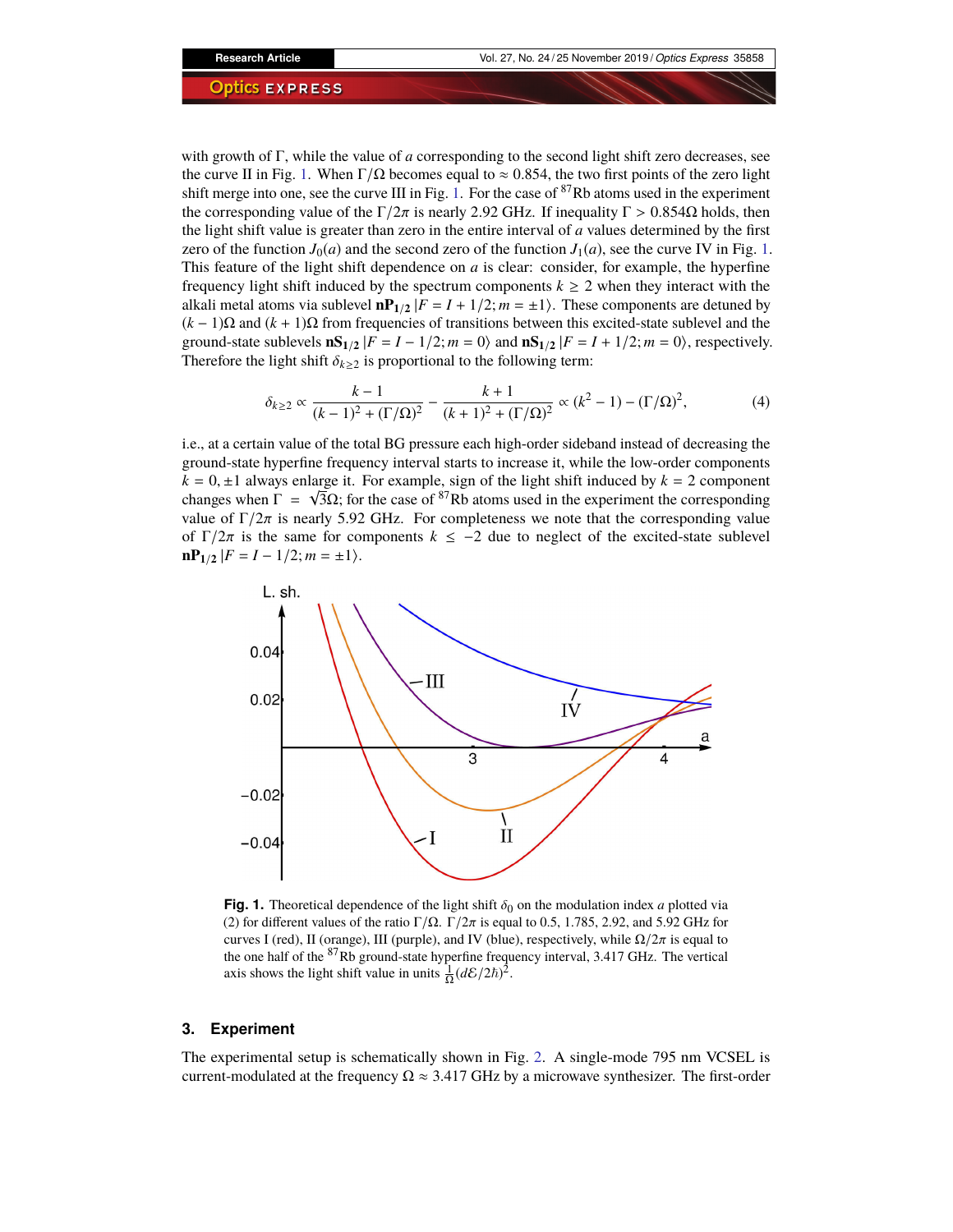with growth of $\Gamma$, while the value of $a$ corresponding to the second light shift zero decreases, see the curve II in Fig. 1. When $\Gamma/\Omega$ becomes equal to $\approx 0.854$, the two first points of the zero light shift merge into one, see the curve III in Fig. 1. For the case of $^{87}$Rb atoms used in the experiment the corresponding value of the $\Gamma/2\pi$ is nearly 2.92 GHz. If inequality $\Gamma > 0.854\Omega$ holds, then the light shift value is greater than zero in the entire interval of $a$ values determined by the first zero of the function $J_0(a)$ and the second zero of the function $J_1(a)$, see the curve IV in Fig. 1. This feature of the light shift dependence on $a$ is clear: consider, for example, the hyperfine frequency light shift induced by the spectrum components $k \geq 2$ when they interact with the alkali metal atoms via sublevel $\mathbf{nP_{1/2}}\,|F = I + 1/2; m = \pm 1\rangle$. These components are detuned by $(k-1)\Omega$ and $(k+1)\Omega$ from frequencies of transitions between this excited-state sublevel and the ground-state sublevels $\mathbf{nS_{1/2}}\,|F = I - 1/2; m = 0\rangle$ and $\mathbf{nS_{1/2}}\,|F = I + 1/2; m = 0\rangle$, respectively. Therefore the light shift $\delta_{k\geq 2}$ is proportional to the following term:

$$\delta_{k\geq 2} \propto \frac{k-1}{(k-1)^2 + (\Gamma/\Omega)^2} - \frac{k+1}{(k+1)^2 + (\Gamma/\Omega)^2} \propto (k^2 - 1) - (\Gamma/\Omega)^2, \tag{4}$$

i.e., at a certain value of the total BG pressure each high-order sideband instead of decreasing the ground-state hyperfine frequency interval starts to increase it, while the low-order components $k = 0, \pm 1$ always enlarge it. For example, sign of the light shift induced by $k = 2$ component changes when $\Gamma = \sqrt{3}\Omega$; for the case of $^{87}$Rb atoms used in the experiment the corresponding value of $\Gamma/2\pi$ is nearly 5.92 GHz. For completeness we note that the corresponding value of $\Gamma/2\pi$ is the same for components $k \leq -2$ due to neglect of the excited-state sublevel $\mathbf{nP_{1/2}}\,|F = I - 1/2; m = \pm 1\rangle$.

**Fig. 1.** Theoretical dependence of the light shift $\delta_0$ on the modulation index $a$ plotted via (2) for different values of the ratio $\Gamma/\Omega$. $\Gamma/2\pi$ is equal to 0.5, 1.785, 2.92, and 5.92 GHz for curves I (red), II (orange), III (purple), and IV (blue), respectively, while $\Omega/2\pi$ is equal to the one half of the $^{87}$Rb ground-state hyperfine frequency interval, 3.417 GHz. The vertical axis shows the light shift value in units $\frac{1}{\Omega}(d\mathcal{E}/2\hbar)^2$.

## 3. Experiment

The experimental setup is schematically shown in Fig. 2. A single-mode 795 nm VCSEL is current-modulated at the frequency $\Omega \approx 3.417$ GHz by a microwave synthesizer. The first-order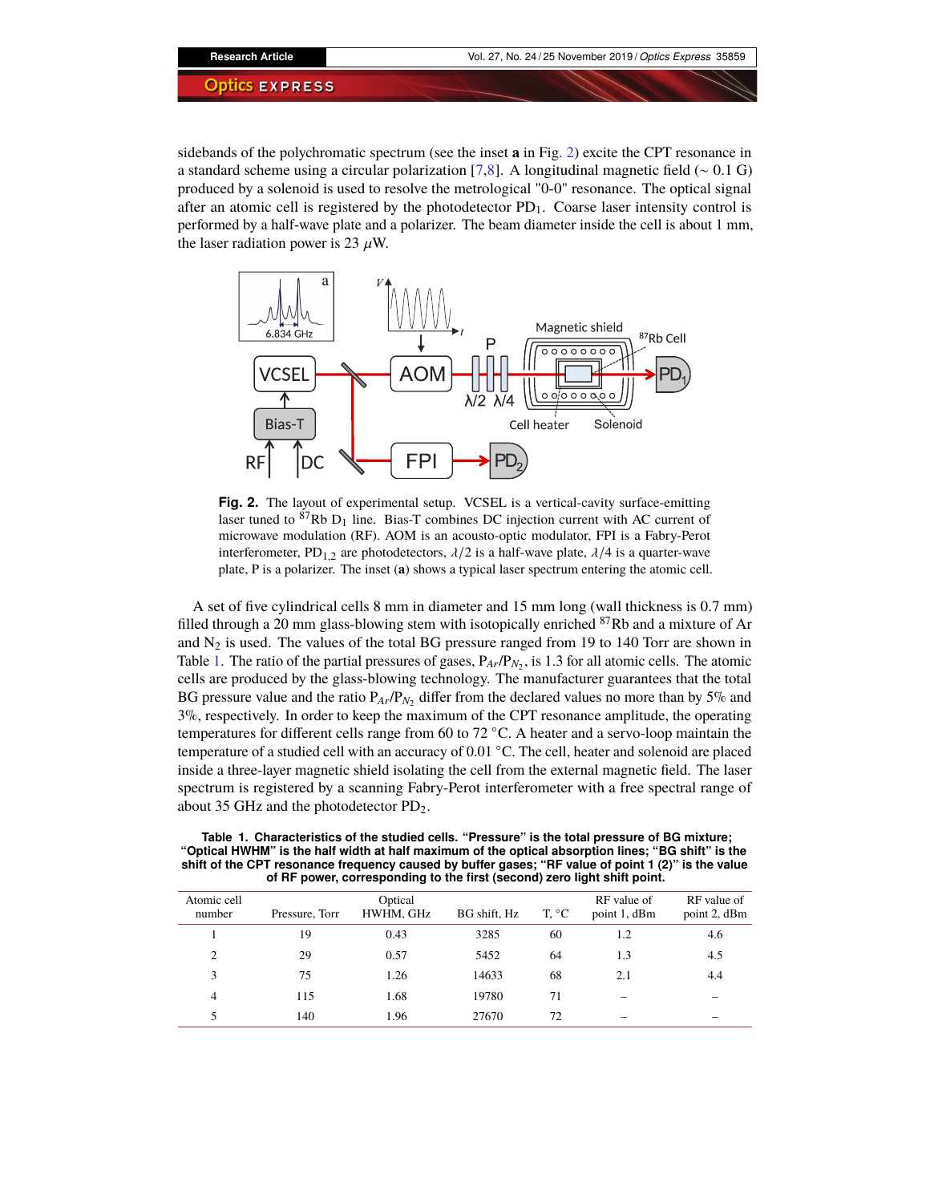sidebands of the polychromatic spectrum (see the inset **a** in Fig. 2) excite the CPT resonance in a standard scheme using a circular polarization [7,8]. A longitudinal magnetic field (~ 0.1 G) produced by a solenoid is used to resolve the metrological "0-0" resonance. The optical signal after an atomic cell is registered by the photodetector $PD_1$. Coarse laser intensity control is performed by a half-wave plate and a polarizer. The beam diameter inside the cell is about 1 mm, the laser radiation power is 23 $\mu$W.

**Fig. 2.** The layout of experimental setup. VCSEL is a vertical-cavity surface-emitting laser tuned to $^{87}$Rb $D_1$ line. Bias-T combines DC injection current with AC current of microwave modulation (RF). AOM is an acousto-optic modulator, FPI is a Fabry-Perot interferometer, $PD_{1,2}$ are photodetectors, $\lambda/2$ is a half-wave plate, $\lambda/4$ is a quarter-wave plate, P is a polarizer. The inset (**a**) shows a typical laser spectrum entering the atomic cell.

A set of five cylindrical cells 8 mm in diameter and 15 mm long (wall thickness is 0.7 mm) filled through a 20 mm glass-blowing stem with isotopically enriched $^{87}$Rb and a mixture of Ar and $N_2$ is used. The values of the total BG pressure ranged from 19 to 140 Torr are shown in Table 1. The ratio of the partial pressures of gases, $P_{Ar}/P_{N_2}$, is 1.3 for all atomic cells. The atomic cells are produced by the glass-blowing technology. The manufacturer guarantees that the total BG pressure value and the ratio $P_{Ar}/P_{N_2}$ differ from the declared values no more than by 5% and 3%, respectively. In order to keep the maximum of the CPT resonance amplitude, the operating temperatures for different cells range from 60 to 72 °C. A heater and a servo-loop maintain the temperature of a studied cell with an accuracy of 0.01 °C. The cell, heater and solenoid are placed inside a three-layer magnetic shield isolating the cell from the external magnetic field. The laser spectrum is registered by a scanning Fabry-Perot interferometer with a free spectral range of about 35 GHz and the photodetector $PD_2$.

**Table 1. Characteristics of the studied cells. "Pressure" is the total pressure of BG mixture; "Optical HWHM" is the half width at half maximum of the optical absorption lines; "BG shift" is the shift of the CPT resonance frequency caused by buffer gases; "RF value of point 1 (2)" is the value of RF power, corresponding to the first (second) zero light shift point.**

| Atomic cell number | Pressure, Torr | Optical HWHM, GHz | BG shift, Hz | T, °C | RF value of point 1, dBm | RF value of point 2, dBm |
|---|---|---|---|---|---|---|
| 1 | 19 | 0.43 | 3285 | 60 | 1.2 | 4.6 |
| 2 | 29 | 0.57 | 5452 | 64 | 1.3 | 4.5 |
| 3 | 75 | 1.26 | 14633 | 68 | 2.1 | 4.4 |
| 4 | 115 | 1.68 | 19780 | 71 | – | – |
| 5 | 140 | 1.96 | 27670 | 72 | – | – |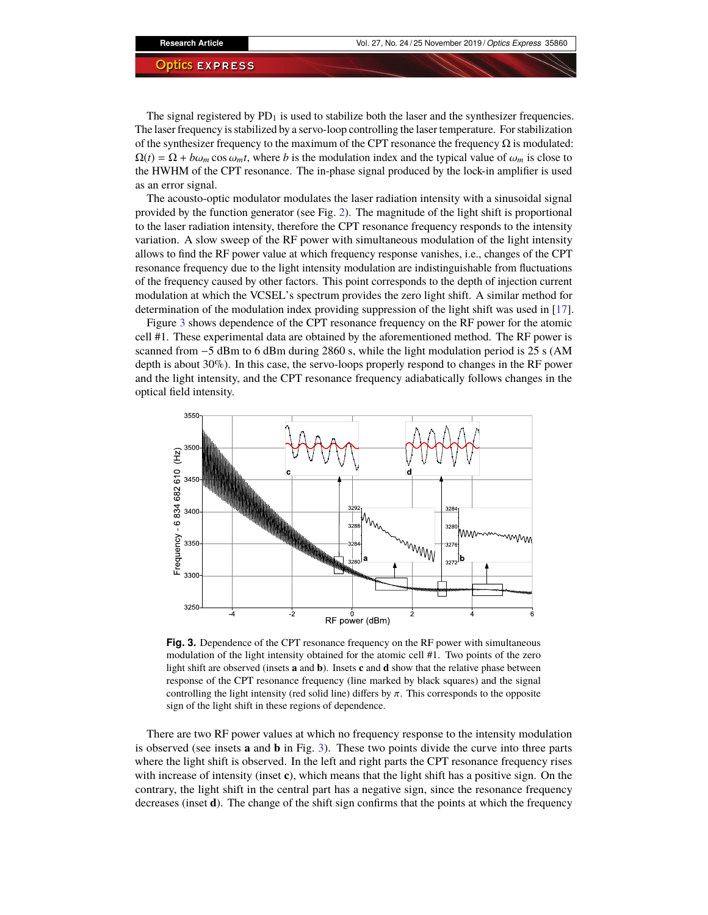The signal registered by $PD_1$ is used to stabilize both the laser and the synthesizer frequencies. The laser frequency is stabilized by a servo-loop controlling the laser temperature. For stabilization of the synthesizer frequency to the maximum of the CPT resonance the frequency $\Omega$ is modulated: $\Omega(t) = \Omega + b\omega_m \cos \omega_m t$, where $b$ is the modulation index and the typical value of $\omega_m$ is close to the HWHM of the CPT resonance. The in-phase signal produced by the lock-in amplifier is used as an error signal.

The acousto-optic modulator modulates the laser radiation intensity with a sinusoidal signal provided by the function generator (see Fig. 2). The magnitude of the light shift is proportional to the laser radiation intensity, therefore the CPT resonance frequency responds to the intensity variation. A slow sweep of the RF power with simultaneous modulation of the light intensity allows to find the RF power value at which frequency response vanishes, i.e., changes of the CPT resonance frequency due to the light intensity modulation are indistinguishable from fluctuations of the frequency caused by other factors. This point corresponds to the depth of injection current modulation at which the VCSEL's spectrum provides the zero light shift. A similar method for determination of the modulation index providing suppression of the light shift was used in [17].

Figure 3 shows dependence of the CPT resonance frequency on the RF power for the atomic cell #1. These experimental data are obtained by the aforementioned method. The RF power is scanned from −5 dBm to 6 dBm during 2860 s, while the light modulation period is 25 s (AM depth is about 30%). In this case, the servo-loops properly respond to changes in the RF power and the light intensity, and the CPT resonance frequency adiabatically follows changes in the optical field intensity.

**Fig. 3.** Dependence of the CPT resonance frequency on the RF power with simultaneous modulation of the light intensity obtained for the atomic cell #1. Two points of the zero light shift are observed (insets **a** and **b**). Insets **c** and **d** show that the relative phase between response of the CPT resonance frequency (line marked by black squares) and the signal controlling the light intensity (red solid line) differs by $\pi$. This corresponds to the opposite sign of the light shift in these regions of dependence.

There are two RF power values at which no frequency response to the intensity modulation is observed (see insets **a** and **b** in Fig. 3). These two points divide the curve into three parts where the light shift is observed. In the left and right parts the CPT resonance frequency rises with increase of intensity (inset **c**), which means that the light shift has a positive sign. On the contrary, the light shift in the central part has a negative sign, since the resonance frequency decreases (inset **d**). The change of the shift sign confirms that the points at which the frequency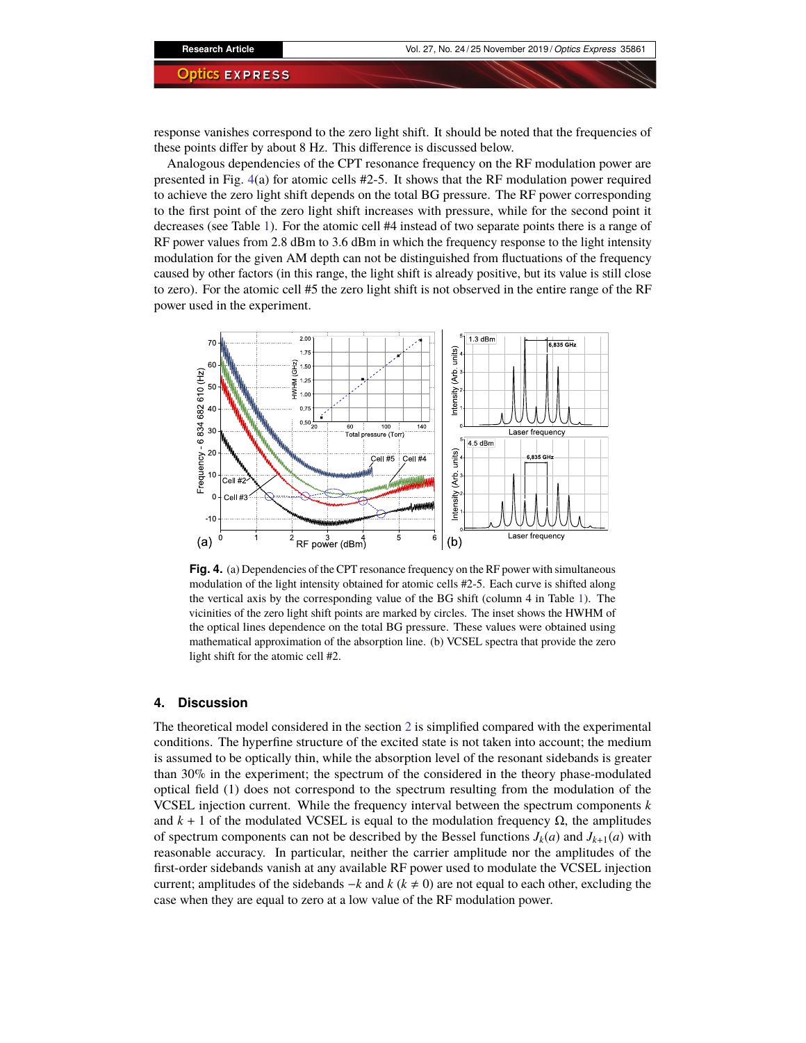response vanishes correspond to the zero light shift. It should be noted that the frequencies of these points differ by about 8 Hz. This difference is discussed below.

Analogous dependencies of the CPT resonance frequency on the RF modulation power are presented in Fig. 4(a) for atomic cells #2-5. It shows that the RF modulation power required to achieve the zero light shift depends on the total BG pressure. The RF power corresponding to the first point of the zero light shift increases with pressure, while for the second point it decreases (see Table 1). For the atomic cell #4 instead of two separate points there is a range of RF power values from 2.8 dBm to 3.6 dBm in which the frequency response to the light intensity modulation for the given AM depth can not be distinguished from fluctuations of the frequency caused by other factors (in this range, the light shift is already positive, but its value is still close to zero). For the atomic cell #5 the zero light shift is not observed in the entire range of the RF power used in the experiment.

**Fig. 4.** (a) Dependencies of the CPT resonance frequency on the RF power with simultaneous modulation of the light intensity obtained for atomic cells #2-5. Each curve is shifted along the vertical axis by the corresponding value of the BG shift (column 4 in Table 1). The vicinities of the zero light shift points are marked by circles. The inset shows the HWHM of the optical lines dependence on the total BG pressure. These values were obtained using mathematical approximation of the absorption line. (b) VCSEL spectra that provide the zero light shift for the atomic cell #2.

## 4. Discussion

The theoretical model considered in the section 2 is simplified compared with the experimental conditions. The hyperfine structure of the excited state is not taken into account; the medium is assumed to be optically thin, while the absorption level of the resonant sidebands is greater than 30% in the experiment; the spectrum of the considered in the theory phase-modulated optical field (1) does not correspond to the spectrum resulting from the modulation of the VCSEL injection current. While the frequency interval between the spectrum components $k$ and $k+1$ of the modulated VCSEL is equal to the modulation frequency $\Omega$, the amplitudes of spectrum components can not be described by the Bessel functions $J_k(a)$ and $J_{k+1}(a)$ with reasonable accuracy. In particular, neither the carrier amplitude nor the amplitudes of the first-order sidebands vanish at any available RF power used to modulate the VCSEL injection current; amplitudes of the sidebands $-k$ and $k$ ($k \neq 0$) are not equal to each other, excluding the case when they are equal to zero at a low value of the RF modulation power.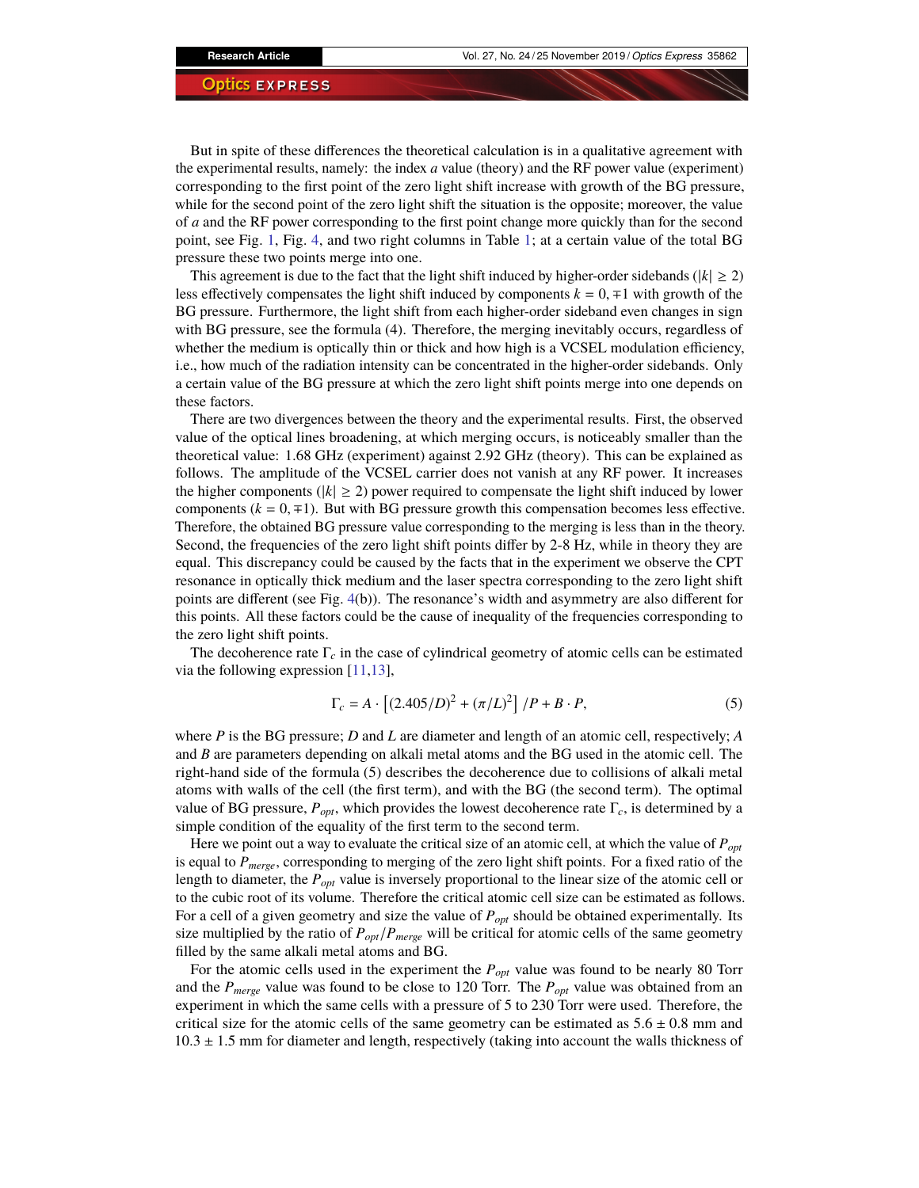But in spite of these differences the theoretical calculation is in a qualitative agreement with the experimental results, namely: the index $a$ value (theory) and the RF power value (experiment) corresponding to the first point of the zero light shift increase with growth of the BG pressure, while for the second point of the zero light shift the situation is the opposite; moreover, the value of $a$ and the RF power corresponding to the first point change more quickly than for the second point, see Fig. 1, Fig. 4, and two right columns in Table 1; at a certain value of the total BG pressure these two points merge into one.

This agreement is due to the fact that the light shift induced by higher-order sidebands ($|k| \geq 2$) less effectively compensates the light shift induced by components $k = 0, \mp 1$ with growth of the BG pressure. Furthermore, the light shift from each higher-order sideband even changes in sign with BG pressure, see the formula (4). Therefore, the merging inevitably occurs, regardless of whether the medium is optically thin or thick and how high is a VCSEL modulation efficiency, i.e., how much of the radiation intensity can be concentrated in the higher-order sidebands. Only a certain value of the BG pressure at which the zero light shift points merge into one depends on these factors.

There are two divergences between the theory and the experimental results. First, the observed value of the optical lines broadening, at which merging occurs, is noticeably smaller than the theoretical value: 1.68 GHz (experiment) against 2.92 GHz (theory). This can be explained as follows. The amplitude of the VCSEL carrier does not vanish at any RF power. It increases the higher components ($|k| \geq 2$) power required to compensate the light shift induced by lower components ($k = 0, \mp 1$). But with BG pressure growth this compensation becomes less effective. Therefore, the obtained BG pressure value corresponding to the merging is less than in the theory. Second, the frequencies of the zero light shift points differ by 2-8 Hz, while in theory they are equal. This discrepancy could be caused by the facts that in the experiment we observe the CPT resonance in optically thick medium and the laser spectra corresponding to the zero light shift points are different (see Fig. 4(b)). The resonance's width and asymmetry are also different for this points. All these factors could be the cause of inequality of the frequencies corresponding to the zero light shift points.

The decoherence rate $\Gamma_c$ in the case of cylindrical geometry of atomic cells can be estimated via the following expression [11,13],

$$\Gamma_c = A \cdot \left[ (2.405/D)^2 + (\pi/L)^2 \right] /P + B \cdot P, \tag{5}$$

where $P$ is the BG pressure; $D$ and $L$ are diameter and length of an atomic cell, respectively; $A$ and $B$ are parameters depending on alkali metal atoms and the BG used in the atomic cell. The right-hand side of the formula (5) describes the decoherence due to collisions of alkali metal atoms with walls of the cell (the first term), and with the BG (the second term). The optimal value of BG pressure, $P_{opt}$, which provides the lowest decoherence rate $\Gamma_c$, is determined by a simple condition of the equality of the first term to the second term.

Here we point out a way to evaluate the critical size of an atomic cell, at which the value of $P_{opt}$ is equal to $P_{merge}$, corresponding to merging of the zero light shift points. For a fixed ratio of the length to diameter, the $P_{opt}$ value is inversely proportional to the linear size of the atomic cell or to the cubic root of its volume. Therefore the critical atomic cell size can be estimated as follows. For a cell of a given geometry and size the value of $P_{opt}$ should be obtained experimentally. Its size multiplied by the ratio of $P_{opt}/P_{merge}$ will be critical for atomic cells of the same geometry filled by the same alkali metal atoms and BG.

For the atomic cells used in the experiment the $P_{opt}$ value was found to be nearly 80 Torr and the $P_{merge}$ value was found to be close to 120 Torr. The $P_{opt}$ value was obtained from an experiment in which the same cells with a pressure of 5 to 230 Torr were used. Therefore, the critical size for the atomic cells of the same geometry can be estimated as $5.6 \pm 0.8$ mm and $10.3 \pm 1.5$ mm for diameter and length, respectively (taking into account the walls thickness of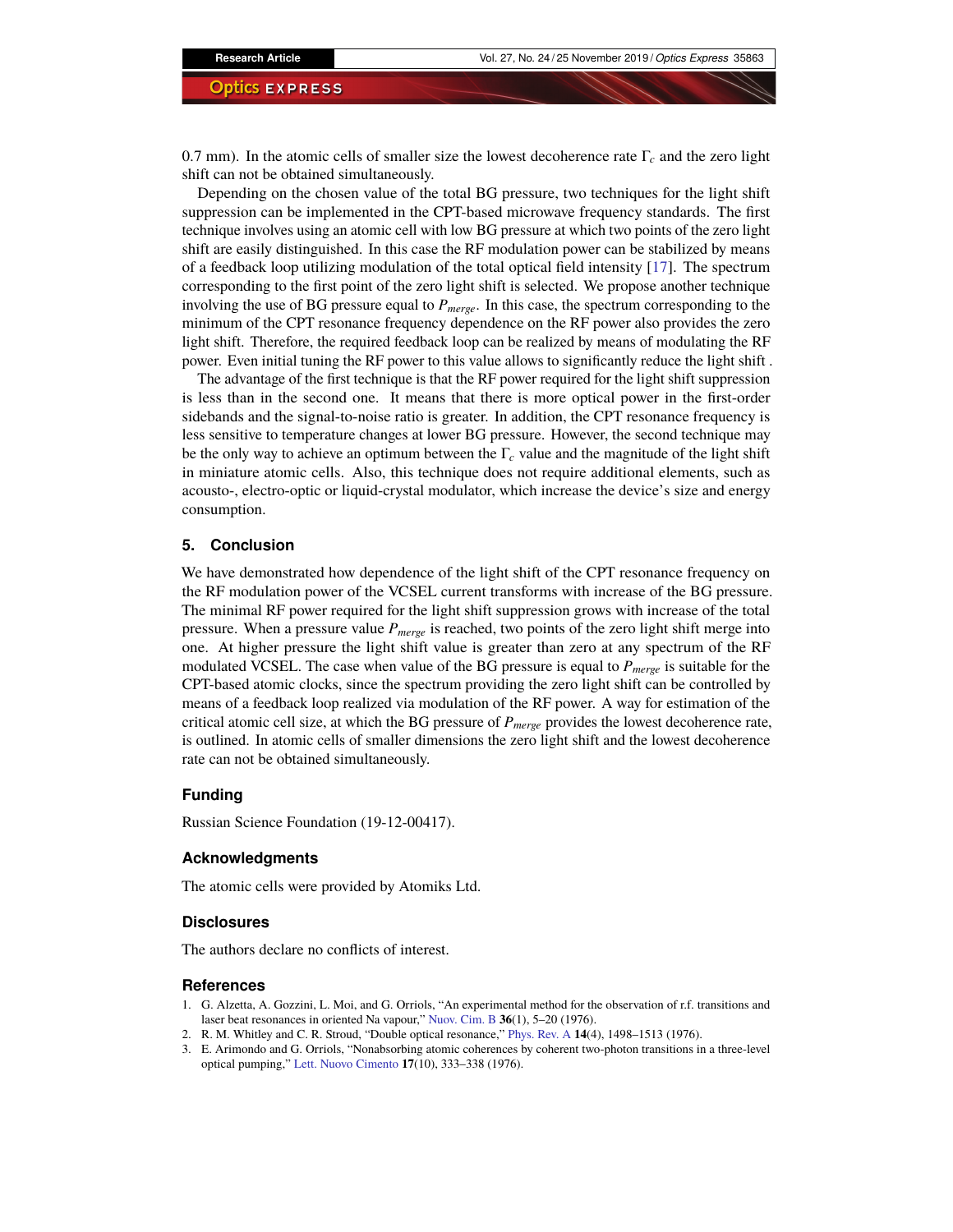0.7 mm). In the atomic cells of smaller size the lowest decoherence rate $\Gamma_c$ and the zero light shift can not be obtained simultaneously.

Depending on the chosen value of the total BG pressure, two techniques for the light shift suppression can be implemented in the CPT-based microwave frequency standards. The first technique involves using an atomic cell with low BG pressure at which two points of the zero light shift are easily distinguished. In this case the RF modulation power can be stabilized by means of a feedback loop utilizing modulation of the total optical field intensity [17]. The spectrum corresponding to the first point of the zero light shift is selected. We propose another technique involving the use of BG pressure equal to $P_{merge}$. In this case, the spectrum corresponding to the minimum of the CPT resonance frequency dependence on the RF power also provides the zero light shift. Therefore, the required feedback loop can be realized by means of modulating the RF power. Even initial tuning the RF power to this value allows to significantly reduce the light shift .

The advantage of the first technique is that the RF power required for the light shift suppression is less than in the second one. It means that there is more optical power in the first-order sidebands and the signal-to-noise ratio is greater. In addition, the CPT resonance frequency is less sensitive to temperature changes at lower BG pressure. However, the second technique may be the only way to achieve an optimum between the $\Gamma_c$ value and the magnitude of the light shift in miniature atomic cells. Also, this technique does not require additional elements, such as acousto-, electro-optic or liquid-crystal modulator, which increase the device's size and energy consumption.

## 5. Conclusion

We have demonstrated how dependence of the light shift of the CPT resonance frequency on the RF modulation power of the VCSEL current transforms with increase of the BG pressure. The minimal RF power required for the light shift suppression grows with increase of the total pressure. When a pressure value $P_{merge}$ is reached, two points of the zero light shift merge into one. At higher pressure the light shift value is greater than zero at any spectrum of the RF modulated VCSEL. The case when value of the BG pressure is equal to $P_{merge}$ is suitable for the CPT-based atomic clocks, since the spectrum providing the zero light shift can be controlled by means of a feedback loop realized via modulation of the RF power. A way for estimation of the critical atomic cell size, at which the BG pressure of $P_{merge}$ provides the lowest decoherence rate, is outlined. In atomic cells of smaller dimensions the zero light shift and the lowest decoherence rate can not be obtained simultaneously.

## Funding

Russian Science Foundation (19-12-00417).

## Acknowledgments

The atomic cells were provided by Atomiks Ltd.

## Disclosures

The authors declare no conflicts of interest.

## References

1. G. Alzetta, A. Gozzini, L. Moi, and G. Orriols, "An experimental method for the observation of r.f. transitions and laser beat resonances in oriented Na vapour," Nuov. Cim. B **36**(1), 5–20 (1976).
2. R. M. Whitley and C. R. Stroud, "Double optical resonance," Phys. Rev. A **14**(4), 1498–1513 (1976).
3. E. Arimondo and G. Orriols, "Nonabsorbing atomic coherences by coherent two-photon transitions in a three-level optical pumping," Lett. Nuovo Cimento **17**(10), 333–338 (1976).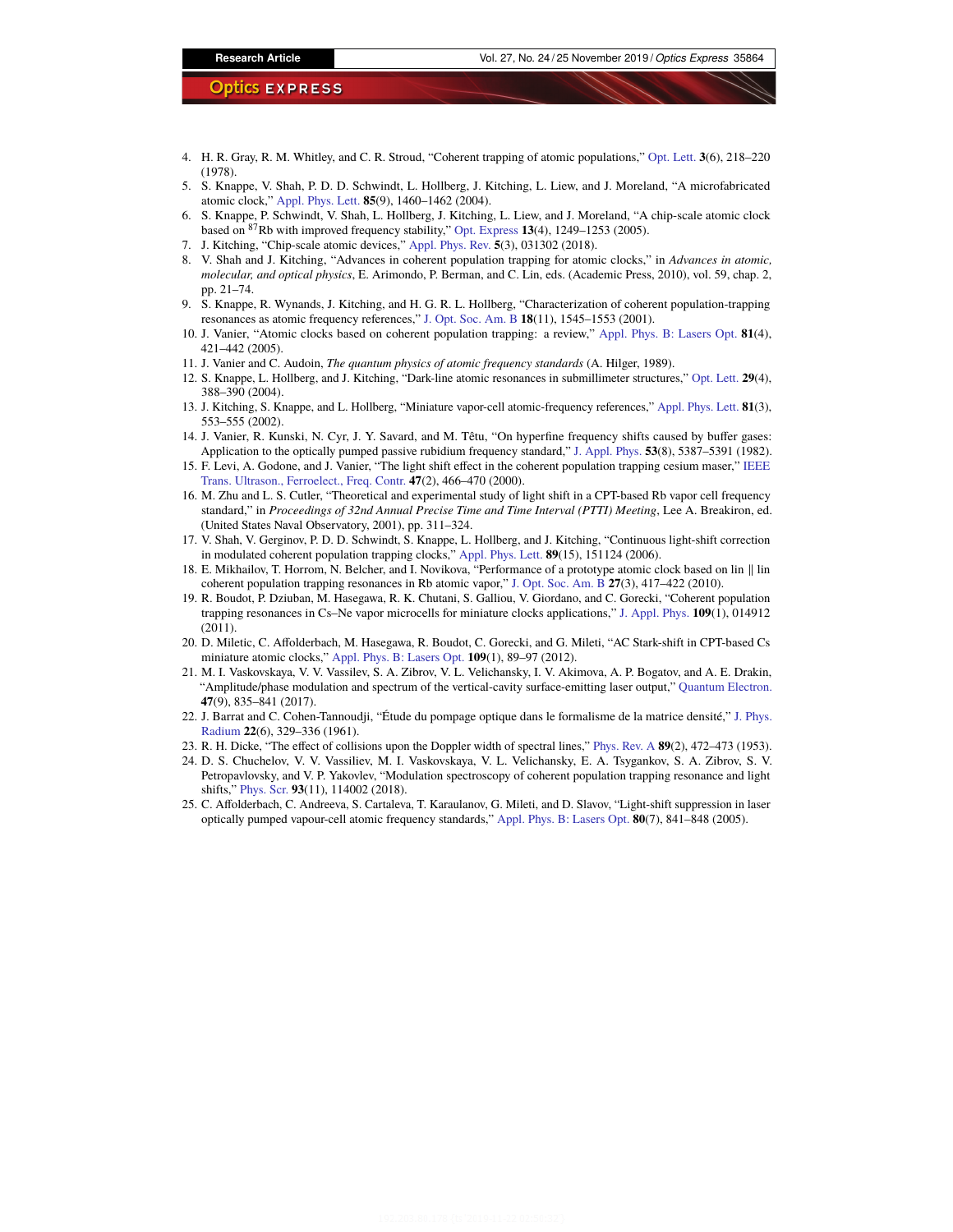4. H. R. Gray, R. M. Whitley, and C. R. Stroud, "Coherent trapping of atomic populations," Opt. Lett. **3**(6), 218–220 (1978).
5. S. Knappe, V. Shah, P. D. D. Schwindt, L. Hollberg, J. Kitching, L. Liew, and J. Moreland, "A microfabricated atomic clock," Appl. Phys. Lett. **85**(9), 1460–1462 (2004).
6. S. Knappe, P. Schwindt, V. Shah, L. Hollberg, J. Kitching, L. Liew, and J. Moreland, "A chip-scale atomic clock based on $^{87}$Rb with improved frequency stability," Opt. Express **13**(4), 1249–1253 (2005).
7. J. Kitching, "Chip-scale atomic devices," Appl. Phys. Rev. **5**(3), 031302 (2018).
8. V. Shah and J. Kitching, "Advances in coherent population trapping for atomic clocks," in *Advances in atomic, molecular, and optical physics*, E. Arimondo, P. Berman, and C. Lin, eds. (Academic Press, 2010), vol. 59, chap. 2, pp. 21–74.
9. S. Knappe, R. Wynands, J. Kitching, and H. G. R. L. Hollberg, "Characterization of coherent population-trapping resonances as atomic frequency references," J. Opt. Soc. Am. B **18**(11), 1545–1553 (2001).
10. J. Vanier, "Atomic clocks based on coherent population trapping: a review," Appl. Phys. B: Lasers Opt. **81**(4), 421–442 (2005).
11. J. Vanier and C. Audoin, *The quantum physics of atomic frequency standards* (A. Hilger, 1989).
12. S. Knappe, L. Hollberg, and J. Kitching, "Dark-line atomic resonances in submillimeter structures," Opt. Lett. **29**(4), 388–390 (2004).
13. J. Kitching, S. Knappe, and L. Hollberg, "Miniature vapor-cell atomic-frequency references," Appl. Phys. Lett. **81**(3), 553–555 (2002).
14. J. Vanier, R. Kunski, N. Cyr, J. Y. Savard, and M. Têtu, "On hyperfine frequency shifts caused by buffer gases: Application to the optically pumped passive rubidium frequency standard," J. Appl. Phys. **53**(8), 5387–5391 (1982).
15. F. Levi, A. Godone, and J. Vanier, "The light shift effect in the coherent population trapping cesium maser," IEEE Trans. Ultrason., Ferroelect., Freq. Contr. **47**(2), 466–470 (2000).
16. M. Zhu and L. S. Cutler, "Theoretical and experimental study of light shift in a CPT-based Rb vapor cell frequency standard," in *Proceedings of 32nd Annual Precise Time and Time Interval (PTTI) Meeting*, Lee A. Breakiron, ed. (United States Naval Observatory, 2001), pp. 311–324.
17. V. Shah, V. Gerginov, P. D. D. Schwindt, S. Knappe, L. Hollberg, and J. Kitching, "Continuous light-shift correction in modulated coherent population trapping clocks," Appl. Phys. Lett. **89**(15), 151124 (2006).
18. E. Mikhailov, T. Horrom, N. Belcher, and I. Novikova, "Performance of a prototype atomic clock based on lin ∥ lin coherent population trapping resonances in Rb atomic vapor," J. Opt. Soc. Am. B **27**(3), 417–422 (2010).
19. R. Boudot, P. Dziuban, M. Hasegawa, R. K. Chutani, S. Galliou, V. Giordano, and C. Gorecki, "Coherent population trapping resonances in Cs–Ne vapor microcells for miniature clocks applications," J. Appl. Phys. **109**(1), 014912 (2011).
20. D. Miletic, C. Affolderbach, M. Hasegawa, R. Boudot, C. Gorecki, and G. Mileti, "AC Stark-shift in CPT-based Cs miniature atomic clocks," Appl. Phys. B: Lasers Opt. **109**(1), 89–97 (2012).
21. M. I. Vaskovskaya, V. V. Vassilev, S. A. Zibrov, V. L. Velichansky, I. V. Akimova, A. P. Bogatov, and A. E. Drakin, "Amplitude/phase modulation and spectrum of the vertical-cavity surface-emitting laser output," Quantum Electron. **47**(9), 835–841 (2017).
22. J. Barrat and C. Cohen-Tannoudji, "Étude du pompage optique dans le formalisme de la matrice densité," J. Phys. Radium **22**(6), 329–336 (1961).
23. R. H. Dicke, "The effect of collisions upon the Doppler width of spectral lines," Phys. Rev. A **89**(2), 472–473 (1953).
24. D. S. Chuchelov, V. V. Vassiliev, M. I. Vaskovskaya, V. L. Velichansky, E. A. Tsygankov, S. A. Zibrov, S. V. Petropavlovsky, and V. P. Yakovlev, "Modulation spectroscopy of coherent population trapping resonance and light shifts," Phys. Scr. **93**(11), 114002 (2018).
25. C. Affolderbach, C. Andreeva, S. Cartaleva, T. Karaulanov, G. Mileti, and D. Slavov, "Light-shift suppression in laser optically pumped vapour-cell atomic frequency standards," Appl. Phys. B: Lasers Opt. **80**(7), 841–848 (2005).